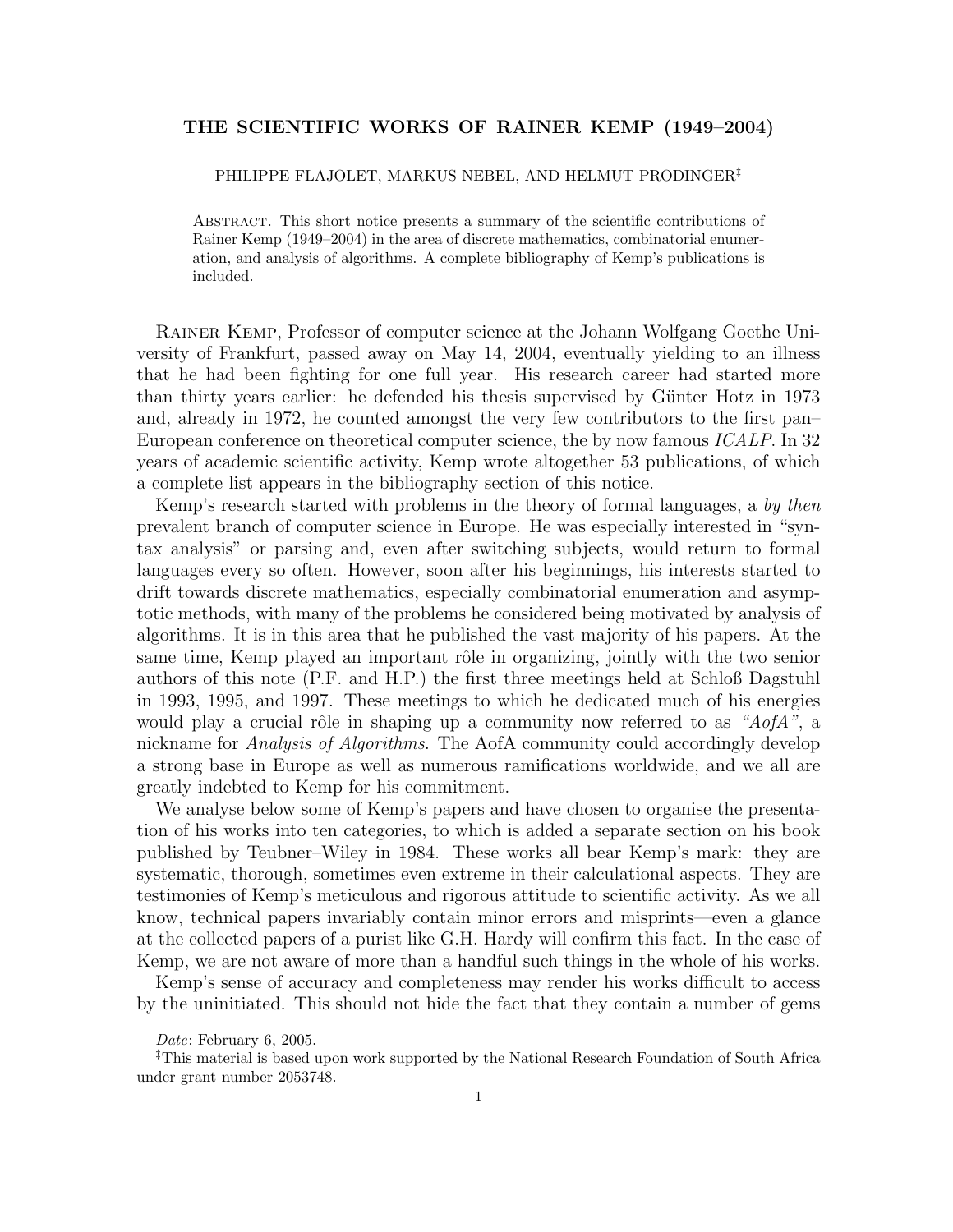# THE SCIENTIFIC WORKS OF RAINER KEMP (1949–2004)

PHILIPPE FLAJOLET, MARKUS NEBEL, AND HELMUT PRODINGER[‡]

ABSTRACT. This short notice presents a summary of the scientific contributions of Rainer Kemp (1949–2004) in the area of discrete mathematics, combinatorial enumeration, and analysis of algorithms. A complete bibliography of Kemp's publications is included.

RAINER KEMP, Professor of computer science at the Johann Wolfgang Goethe University of Frankfurt, passed away on May 14, 2004, eventually yielding to an illness that he had been fighting for one full year. His research career had started more than thirty years earlier: he defended his thesis supervised by Günter Hotz in 1973 and, already in 1972, he counted amongst the very few contributors to the first pan–European conference on theoretical computer science, the by now famous *ICALP*. In 32 years of academic scientific activity, Kemp wrote altogether 53 publications, of which a complete list appears in the bibliography section of this notice.

Kemp's research started with problems in the theory of formal languages, a *by then* prevalent branch of computer science in Europe. He was especially interested in "syntax analysis" or parsing and, even after switching subjects, would return to formal languages every so often. However, soon after his beginnings, his interests started to drift towards discrete mathematics, especially combinatorial enumeration and asymptotic methods, with many of the problems he considered being motivated by analysis of algorithms. It is in this area that he published the vast majority of his papers. At the same time, Kemp played an important rôle in organizing, jointly with the two senior authors of this note (P.F. and H.P.) the first three meetings held at Schloß Dagstuhl in 1993, 1995, and 1997. These meetings to which he dedicated much of his energies would play a crucial rôle in shaping up a community now referred to as *"AofA"*, a nickname for *Analysis of Algorithms*. The AofA community could accordingly develop a strong base in Europe as well as numerous ramifications worldwide, and we all are greatly indebted to Kemp for his commitment.

We analyse below some of Kemp's papers and have chosen to organise the presentation of his works into ten categories, to which is added a separate section on his book published by Teubner–Wiley in 1984. These works all bear Kemp's mark: they are systematic, thorough, sometimes even extreme in their calculational aspects. They are testimonies of Kemp's meticulous and rigorous attitude to scientific activity. As we all know, technical papers invariably contain minor errors and misprints—even a glance at the collected papers of a purist like G.H. Hardy will confirm this fact. In the case of Kemp, we are not aware of more than a handful such things in the whole of his works.

Kemp's sense of accuracy and completeness may render his works difficult to access by the uninitiated. This should not hide the fact that they contain a number of gems

---

*Date*: February 6, 2005.

[‡]This material is based upon work supported by the National Research Foundation of South Africa under grant number 2053748.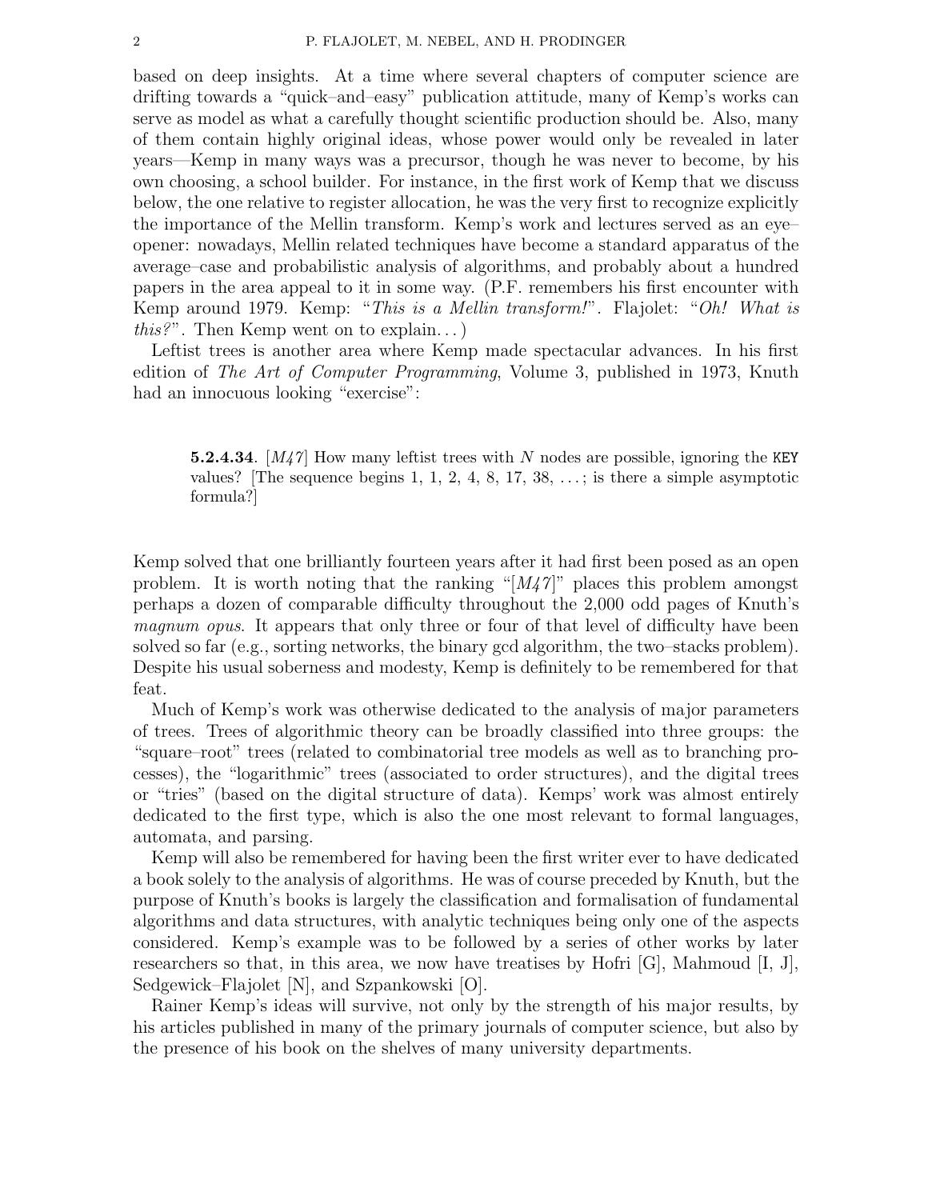based on deep insights. At a time where several chapters of computer science are drifting towards a "quick–and–easy" publication attitude, many of Kemp's works can serve as model as what a carefully thought scientific production should be. Also, many of them contain highly original ideas, whose power would only be revealed in later years—Kemp in many ways was a precursor, though he was never to become, by his own choosing, a school builder. For instance, in the first work of Kemp that we discuss below, the one relative to register allocation, he was the very first to recognize explicitly the importance of the Mellin transform. Kemp's work and lectures served as an eye–opener: nowadays, Mellin related techniques have become a standard apparatus of the average–case and probabilistic analysis of algorithms, and probably about a hundred papers in the area appeal to it in some way. (P.F. remembers his first encounter with Kemp around 1979. Kemp: "*This is a Mellin transform!*". Flajolet: "*Oh! What is this?*". Then Kemp went on to explain. . . )

Leftist trees is another area where Kemp made spectacular advances. In his first edition of *The Art of Computer Programming*, Volume 3, published in 1973, Knuth had an innocuous looking "exercise":

> **5.2.4.34**. [*M47*] How many leftist trees with $N$ nodes are possible, ignoring the `KEY` values? [The sequence begins 1, 1, 2, 4, 8, 17, 38, . . . ; is there a simple asymptotic formula?]

Kemp solved that one brilliantly fourteen years after it had first been posed as an open problem. It is worth noting that the ranking "[*M47*]" places this problem amongst perhaps a dozen of comparable difficulty throughout the 2,000 odd pages of Knuth's *magnum opus*. It appears that only three or four of that level of difficulty have been solved so far (e.g., sorting networks, the binary gcd algorithm, the two–stacks problem). Despite his usual soberness and modesty, Kemp is definitely to be remembered for that feat.

Much of Kemp's work was otherwise dedicated to the analysis of major parameters of trees. Trees of algorithmic theory can be broadly classified into three groups: the "square–root" trees (related to combinatorial tree models as well as to branching processes), the "logarithmic" trees (associated to order structures), and the digital trees or "tries" (based on the digital structure of data). Kemps' work was almost entirely dedicated to the first type, which is also the one most relevant to formal languages, automata, and parsing.

Kemp will also be remembered for having been the first writer ever to have dedicated a book solely to the analysis of algorithms. He was of course preceded by Knuth, but the purpose of Knuth's books is largely the classification and formalisation of fundamental algorithms and data structures, with analytic techniques being only one of the aspects considered. Kemp's example was to be followed by a series of other works by later researchers so that, in this area, we now have treatises by Hofri [G], Mahmoud [I, J], Sedgewick–Flajolet [N], and Szpankowski [O].

Rainer Kemp's ideas will survive, not only by the strength of his major results, by his articles published in many of the primary journals of computer science, but also by the presence of his book on the shelves of many university departments.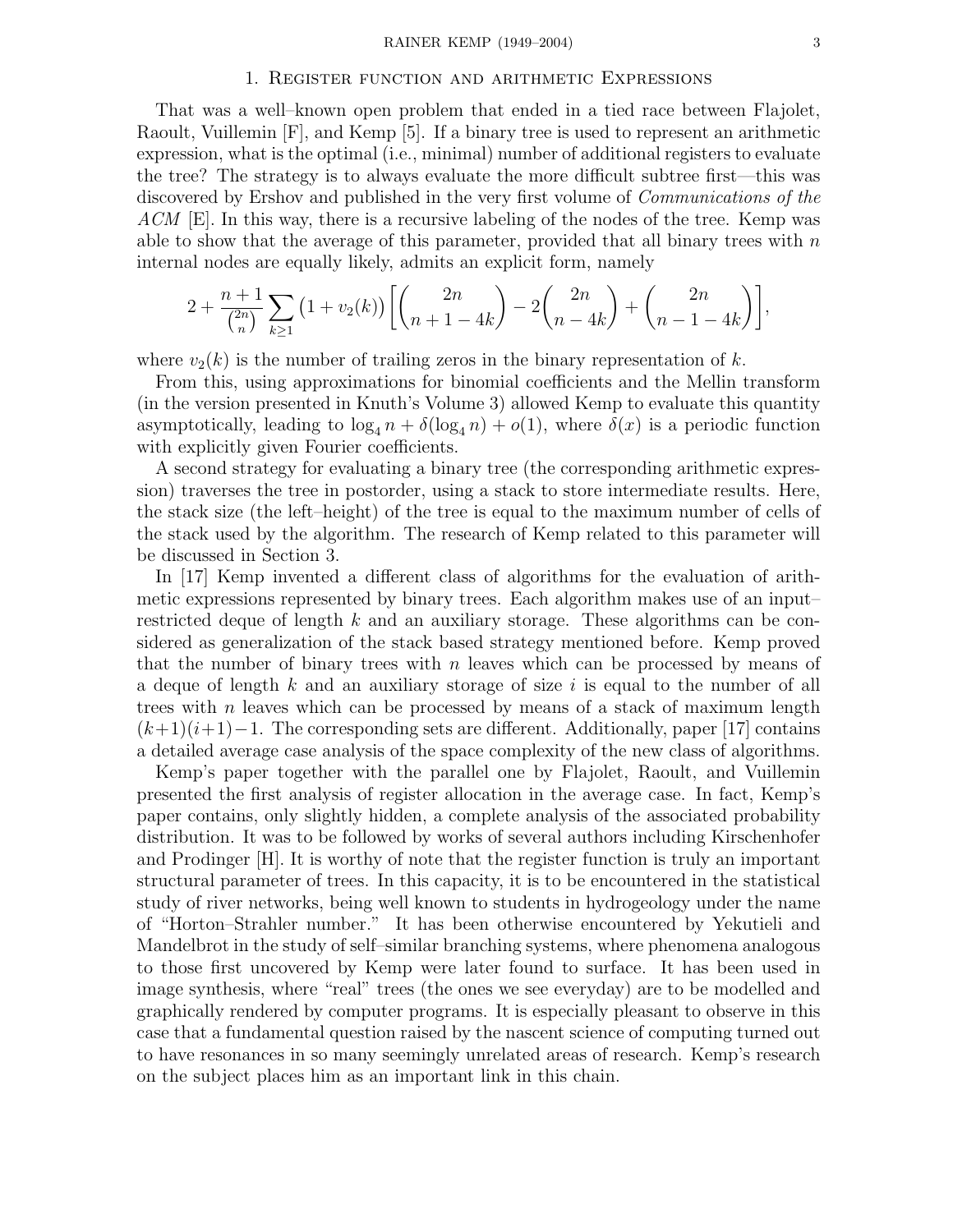## 1. Register function and arithmetic Expressions

That was a well–known open problem that ended in a tied race between Flajolet, Raoult, Vuillemin [F], and Kemp [5]. If a binary tree is used to represent an arithmetic expression, what is the optimal (i.e., minimal) number of additional registers to evaluate the tree? The strategy is to always evaluate the more difficult subtree first—this was discovered by Ershov and published in the very first volume of *Communications of the ACM* [E]. In this way, there is a recursive labeling of the nodes of the tree. Kemp was able to show that the average of this parameter, provided that all binary trees with $n$ internal nodes are equally likely, admits an explicit form, namely

$$2+\frac{n+1}{\binom{2n}{n}}\sum_{k\ge 1}\big(1+v_2(k)\big)\left[\binom{2n}{n+1-4k}-2\binom{2n}{n-4k}+\binom{2n}{n-1-4k}\right],$$

where $v_2(k)$ is the number of trailing zeros in the binary representation of $k$.

From this, using approximations for binomial coefficients and the Mellin transform (in the version presented in Knuth's Volume 3) allowed Kemp to evaluate this quantity asymptotically, leading to $\log_4 n + \delta(\log_4 n) + o(1)$, where $\delta(x)$ is a periodic function with explicitly given Fourier coefficients.

A second strategy for evaluating a binary tree (the corresponding arithmetic expression) traverses the tree in postorder, using a stack to store intermediate results. Here, the stack size (the left–height) of the tree is equal to the maximum number of cells of the stack used by the algorithm. The research of Kemp related to this parameter will be discussed in Section 3.

In [17] Kemp invented a different class of algorithms for the evaluation of arithmetic expressions represented by binary trees. Each algorithm makes use of an input–restricted deque of length $k$ and an auxiliary storage. These algorithms can be considered as generalization of the stack based strategy mentioned before. Kemp proved that the number of binary trees with $n$ leaves which can be processed by means of a deque of length $k$ and an auxiliary storage of size $i$ is equal to the number of all trees with $n$ leaves which can be processed by means of a stack of maximum length $(k+1)(i+1)-1$. The corresponding sets are different. Additionally, paper [17] contains a detailed average case analysis of the space complexity of the new class of algorithms.

Kemp's paper together with the parallel one by Flajolet, Raoult, and Vuillemin presented the first analysis of register allocation in the average case. In fact, Kemp's paper contains, only slightly hidden, a complete analysis of the associated probability distribution. It was to be followed by works of several authors including Kirschenhofer and Prodinger [H]. It is worthy of note that the register function is truly an important structural parameter of trees. In this capacity, it is to be encountered in the statistical study of river networks, being well known to students in hydrogeology under the name of "Horton–Strahler number." It has been otherwise encountered by Yekutieli and Mandelbrot in the study of self–similar branching systems, where phenomena analogous to those first uncovered by Kemp were later found to surface. It has been used in image synthesis, where "real" trees (the ones we see everyday) are to be modelled and graphically rendered by computer programs. It is especially pleasant to observe in this case that a fundamental question raised by the nascent science of computing turned out to have resonances in so many seemingly unrelated areas of research. Kemp's research on the subject places him as an important link in this chain.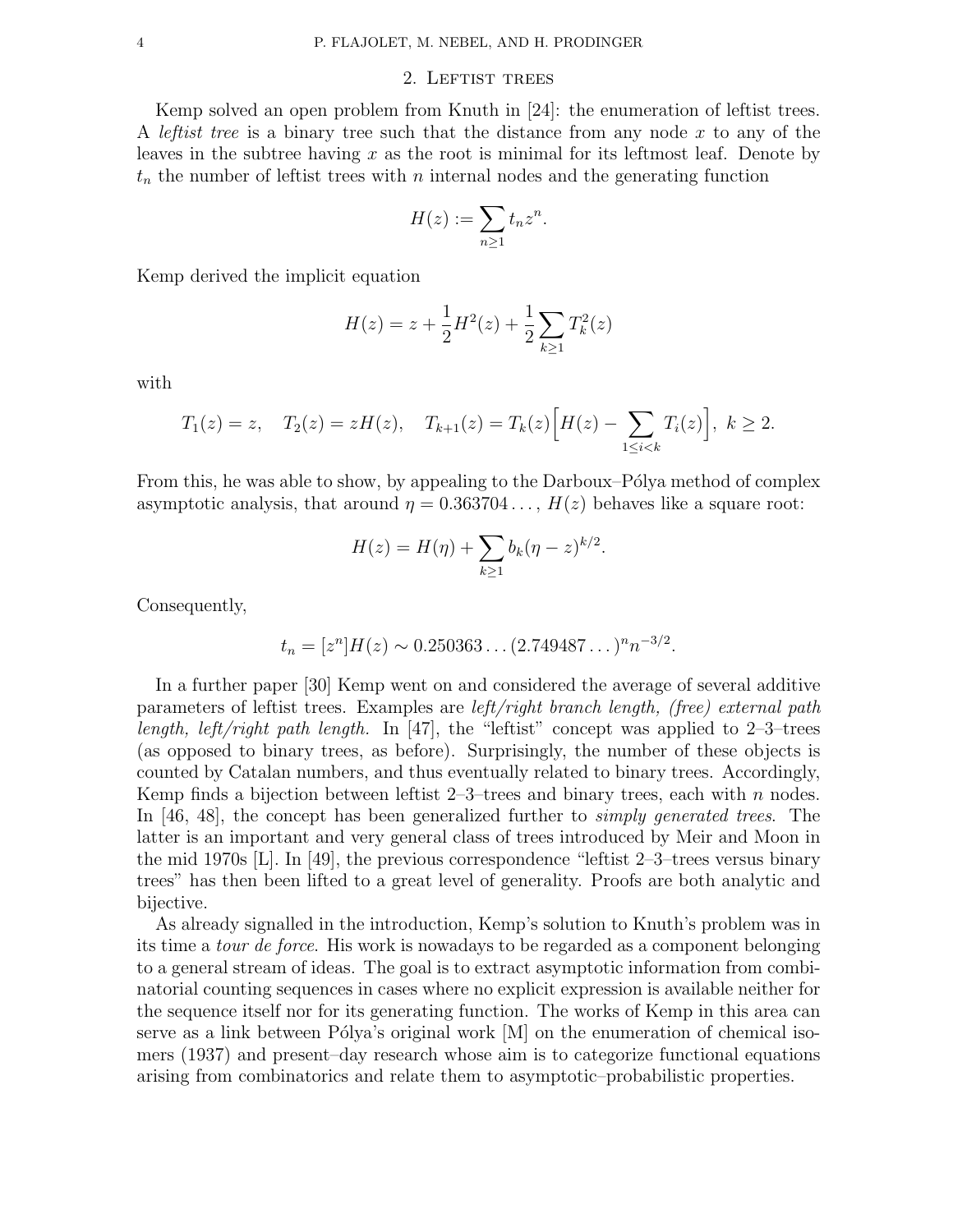## 2. Leftist trees

Kemp solved an open problem from Knuth in [24]: the enumeration of leftist trees. A *leftist tree* is a binary tree such that the distance from any node $x$ to any of the leaves in the subtree having $x$ as the root is minimal for its leftmost leaf. Denote by $t_n$ the number of leftist trees with $n$ internal nodes and the generating function

$$H(z) := \sum_{n\geq 1} t_n z^n.$$

Kemp derived the implicit equation

$$H(z) = z + \frac{1}{2}H^2(z) + \frac{1}{2}\sum_{k\geq 1} T_k^2(z)$$

with

$$T_1(z) = z, \quad T_2(z) = zH(z), \quad T_{k+1}(z) = T_k(z)\Big[H(z) - \sum_{1\leq i<k} T_i(z)\Big],\ k \geq 2.$$

From this, he was able to show, by appealing to the Darboux–Pólya method of complex asymptotic analysis, that around $\eta = 0.363704\ldots$, $H(z)$ behaves like a square root:

$$H(z) = H(\eta) + \sum_{k\geq 1} b_k(\eta - z)^{k/2}.$$

Consequently,

$$t_n = [z^n]H(z) \sim 0.250363\ldots(2.749487\ldots)^n n^{-3/2}.$$

In a further paper [30] Kemp went on and considered the average of several additive parameters of leftist trees. Examples are *left/right branch length, (free) external path length, left/right path length.* In [47], the "leftist" concept was applied to 2–3–trees (as opposed to binary trees, as before). Surprisingly, the number of these objects is counted by Catalan numbers, and thus eventually related to binary trees. Accordingly, Kemp finds a bijection between leftist 2–3–trees and binary trees, each with $n$ nodes. In [46, 48], the concept has been generalized further to *simply generated trees*. The latter is an important and very general class of trees introduced by Meir and Moon in the mid 1970s [L]. In [49], the previous correspondence "leftist 2–3–trees versus binary trees" has then been lifted to a great level of generality. Proofs are both analytic and bijective.

As already signalled in the introduction, Kemp's solution to Knuth's problem was in its time a *tour de force*. His work is nowadays to be regarded as a component belonging to a general stream of ideas. The goal is to extract asymptotic information from combinatorial counting sequences in cases where no explicit expression is available neither for the sequence itself nor for its generating function. The works of Kemp in this area can serve as a link between Pólya's original work [M] on the enumeration of chemical isomers (1937) and present–day research whose aim is to categorize functional equations arising from combinatorics and relate them to asymptotic–probabilistic properties.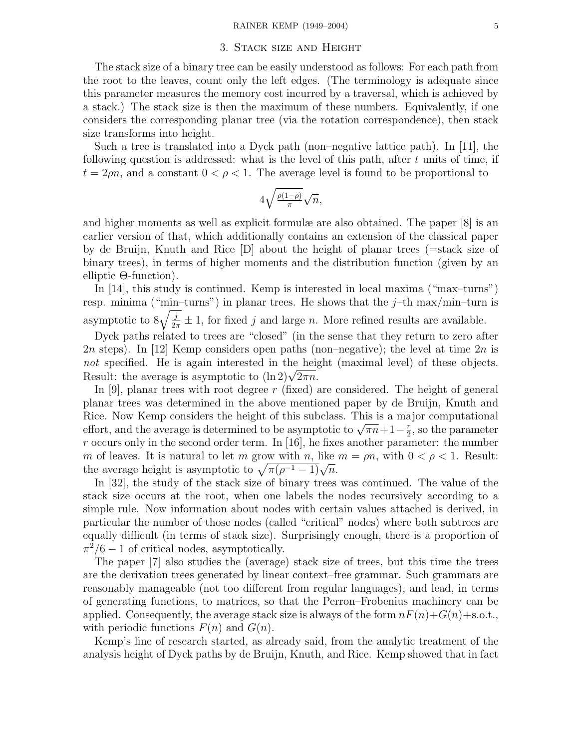## 3. Stack size and Height

The stack size of a binary tree can be easily understood as follows: For each path from the root to the leaves, count only the left edges. (The terminology is adequate since this parameter measures the memory cost incurred by a traversal, which is achieved by a stack.) The stack size is then the maximum of these numbers. Equivalently, if one considers the corresponding planar tree (via the rotation correspondence), then stack size transforms into height.

Such a tree is translated into a Dyck path (non–negative lattice path). In [11], the following question is addressed: what is the level of this path, after $t$ units of time, if $t = 2\rho n$, and a constant $0 < \rho < 1$. The average level is found to be proportional to

$$4\sqrt{\tfrac{\rho(1-\rho)}{\pi}}\sqrt{n},$$

and higher moments as well as explicit formulæ are also obtained. The paper [8] is an earlier version of that, which additionally contains an extension of the classical paper by de Bruijn, Knuth and Rice [D] about the height of planar trees (=stack size of binary trees), in terms of higher moments and the distribution function (given by an elliptic Θ-function).

In [14], this study is continued. Kemp is interested in local maxima ("max–turns") resp. minima ("min–turns") in planar trees. He shows that the $j$–th max/min–turn is asymptotic to $8\sqrt{\frac{j}{2\pi}} \pm 1$, for fixed $j$ and large $n$. More refined results are available.

Dyck paths related to trees are "closed" (in the sense that they return to zero after $2n$ steps). In [12] Kemp considers open paths (non–negative); the level at time $2n$ is *not* specified. He is again interested in the height (maximal level) of these objects. Result: the average is asymptotic to $(\ln 2)\sqrt{2\pi n}$.

In [9], planar trees with root degree $r$ (fixed) are considered. The height of general planar trees was determined in the above mentioned paper by de Bruijn, Knuth and Rice. Now Kemp considers the height of this subclass. This is a major computational effort, and the average is determined to be asymptotic to $\sqrt{\pi n}+1-\frac{r}{2}$, so the parameter $r$ occurs only in the second order term. In [16], he fixes another parameter: the number $m$ of leaves. It is natural to let $m$ grow with $n$, like $m = \rho n$, with $0 < \rho < 1$. Result: the average height is asymptotic to $\sqrt{\pi(\rho^{-1} - 1)}\sqrt{n}$.

In [32], the study of the stack size of binary trees was continued. The value of the stack size occurs at the root, when one labels the nodes recursively according to a simple rule. Now information about nodes with certain values attached is derived, in particular the number of those nodes (called "critical" nodes) where both subtrees are equally difficult (in terms of stack size). Surprisingly enough, there is a proportion of $\pi^2/6 - 1$ of critical nodes, asymptotically.

The paper [7] also studies the (average) stack size of trees, but this time the trees are the derivation trees generated by linear context–free grammar. Such grammars are reasonably manageable (not too different from regular languages), and lead, in terms of generating functions, to matrices, so that the Perron–Frobenius machinery can be applied. Consequently, the average stack size is always of the form $nF(n)+G(n)+$s.o.t., with periodic functions $F(n)$ and $G(n)$.

Kemp's line of research started, as already said, from the analytic treatment of the analysis height of Dyck paths by de Bruijn, Knuth, and Rice. Kemp showed that in fact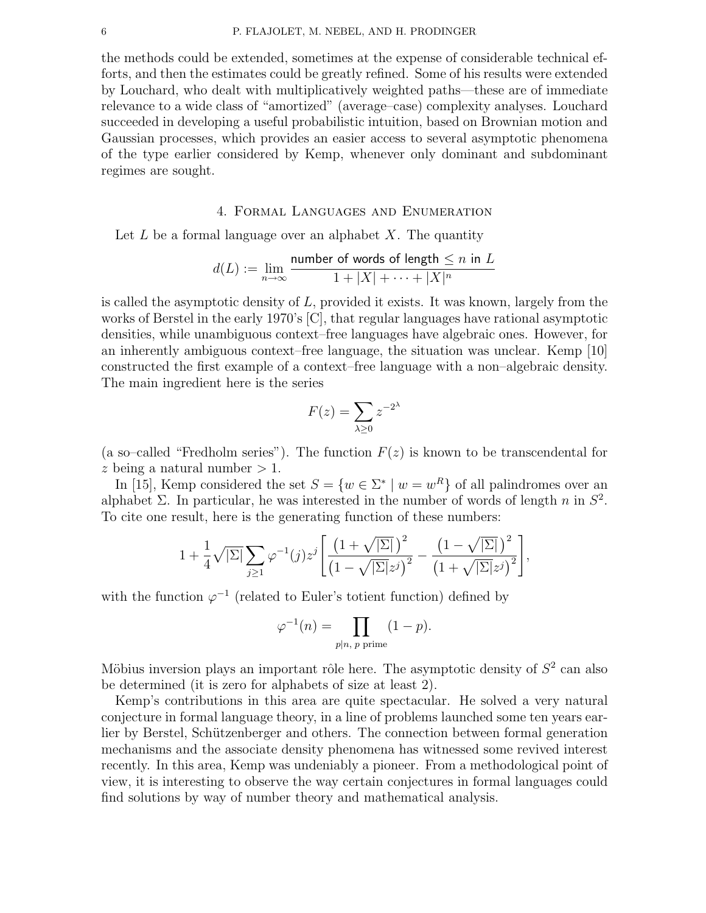the methods could be extended, sometimes at the expense of considerable technical efforts, and then the estimates could be greatly refined. Some of his results were extended by Louchard, who dealt with multiplicatively weighted paths—these are of immediate relevance to a wide class of "amortized" (average–case) complexity analyses. Louchard succeeded in developing a useful probabilistic intuition, based on Brownian motion and Gaussian processes, which provides an easier access to several asymptotic phenomena of the type earlier considered by Kemp, whenever only dominant and subdominant regimes are sought.

## 4. Formal Languages and Enumeration

Let $L$ be a formal language over an alphabet $X$. The quantity

$$d(L) := \lim_{n\to\infty} \frac{\text{number of words of length} \le n \text{ in } L}{1+|X|+\cdots+|X|^n}$$

is called the asymptotic density of $L$, provided it exists. It was known, largely from the works of Berstel in the early 1970's [C], that regular languages have rational asymptotic densities, while unambiguous context–free languages have algebraic ones. However, for an inherently ambiguous context–free language, the situation was unclear. Kemp [10] constructed the first example of a context–free language with a non–algebraic density. The main ingredient here is the series

$$F(z) = \sum_{\lambda\ge 0} z^{-2^\lambda}$$

(a so–called "Fredholm series"). The function $F(z)$ is known to be transcendental for $z$ being a natural number $> 1$.

In [15], Kemp considered the set $S = \{w \in \Sigma^* \mid w = w^R\}$ of all palindromes over an alphabet $\Sigma$. In particular, he was interested in the number of words of length $n$ in $S^2$. To cite one result, here is the generating function of these numbers:

$$1 + \frac{1}{4}\sqrt{|\Sigma|}\sum_{j\ge 1}\varphi^{-1}(j)z^j\left[\frac{\left(1+\sqrt{|\Sigma|}\right)^2}{\left(1-\sqrt{|\Sigma|}z^j\right)^2} - \frac{\left(1-\sqrt{|\Sigma|}\right)^2}{\left(1+\sqrt{|\Sigma|}z^j\right)^2}\right],$$

with the function $\varphi^{-1}$ (related to Euler's totient function) defined by

$$\varphi^{-1}(n) = \prod_{p|n,\ p \text{ prime}} (1-p).$$

Möbius inversion plays an important rôle here. The asymptotic density of $S^2$ can also be determined (it is zero for alphabets of size at least 2).

Kemp's contributions in this area are quite spectacular. He solved a very natural conjecture in formal language theory, in a line of problems launched some ten years earlier by Berstel, Schützenberger and others. The connection between formal generation mechanisms and the associate density phenomena has witnessed some revived interest recently. In this area, Kemp was undeniably a pioneer. From a methodological point of view, it is interesting to observe the way certain conjectures in formal languages could find solutions by way of number theory and mathematical analysis.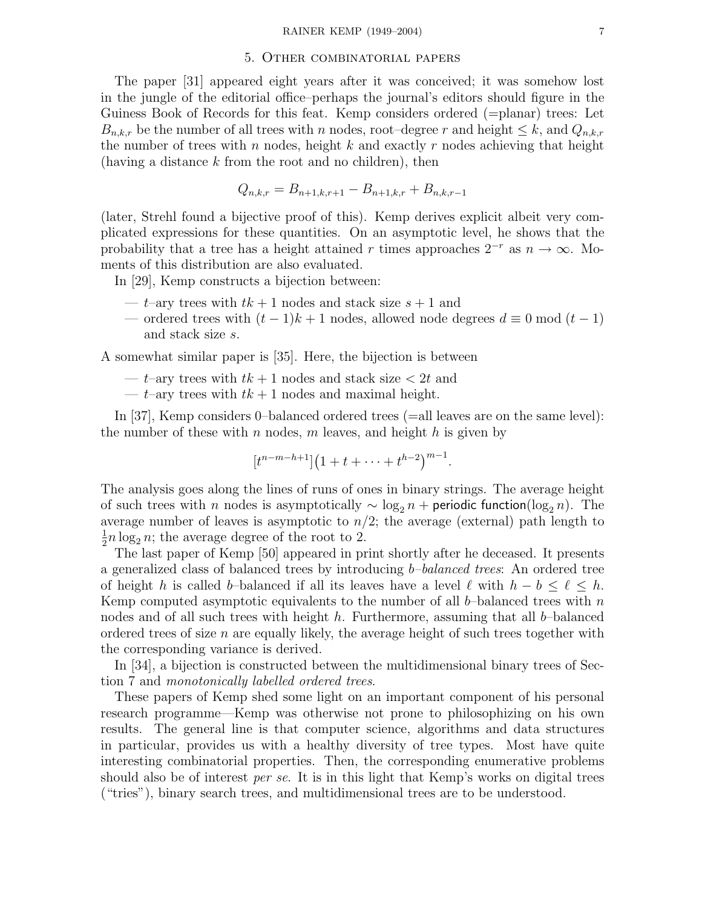## 5. Other combinatorial papers

The paper [31] appeared eight years after it was conceived; it was somehow lost in the jungle of the editorial office–perhaps the journal's editors should figure in the Guiness Book of Records for this feat. Kemp considers ordered (=planar) trees: Let $B_{n,k,r}$ be the number of all trees with $n$ nodes, root–degree $r$ and height $\le k$, and $Q_{n,k,r}$ the number of trees with $n$ nodes, height $k$ and exactly $r$ nodes achieving that height (having a distance $k$ from the root and no children), then

$$Q_{n,k,r} = B_{n+1,k,r+1} - B_{n+1,k,r} + B_{n,k,r-1}$$

(later, Strehl found a bijective proof of this). Kemp derives explicit albeit very complicated expressions for these quantities. On an asymptotic level, he shows that the probability that a tree has a height attained $r$ times approaches $2^{-r}$ as $n \to \infty$. Moments of this distribution are also evaluated.

In [29], Kemp constructs a bijection between:

- $t$–ary trees with $tk+1$ nodes and stack size $s+1$ and
- ordered trees with $(t-1)k+1$ nodes, allowed node degrees $d \equiv 0 \bmod (t-1)$ and stack size $s$.

A somewhat similar paper is [35]. Here, the bijection is between

- $t$–ary trees with $tk+1$ nodes and stack size $< 2t$ and
- $t$–ary trees with $tk+1$ nodes and maximal height.

In [37], Kemp considers 0–balanced ordered trees (=all leaves are on the same level): the number of these with $n$ nodes, $m$ leaves, and height $h$ is given by

$$[t^{n-m-h+1}]\big(1+t+\cdots+t^{h-2}\big)^{m-1}.$$

The analysis goes along the lines of runs of ones in binary strings. The average height of such trees with $n$ nodes is asymptotically $\sim \log_2 n + \mathsf{periodic\ function}(\log_2 n)$. The average number of leaves is asymptotic to $n/2$; the average (external) path length to $\frac{1}{2} n \log_2 n$; the average degree of the root to 2.

The last paper of Kemp [50] appeared in print shortly after he deceased. It presents a generalized class of balanced trees by introducing *b–balanced trees*: An ordered tree of height $h$ is called $b$–balanced if all its leaves have a level $\ell$ with $h-b \le \ell \le h$. Kemp computed asymptotic equivalents to the number of all $b$–balanced trees with $n$ nodes and of all such trees with height $h$. Furthermore, assuming that all $b$–balanced ordered trees of size $n$ are equally likely, the average height of such trees together with the corresponding variance is derived.

In [34], a bijection is constructed between the multidimensional binary trees of Section 7 and *monotonically labelled ordered trees*.

These papers of Kemp shed some light on an important component of his personal research programme—Kemp was otherwise not prone to philosophizing on his own results. The general line is that computer science, algorithms and data structures in particular, provides us with a healthy diversity of tree types. Most have quite interesting combinatorial properties. Then, the corresponding enumerative problems should also be of interest *per se*. It is in this light that Kemp's works on digital trees ("tries"), binary search trees, and multidimensional trees are to be understood.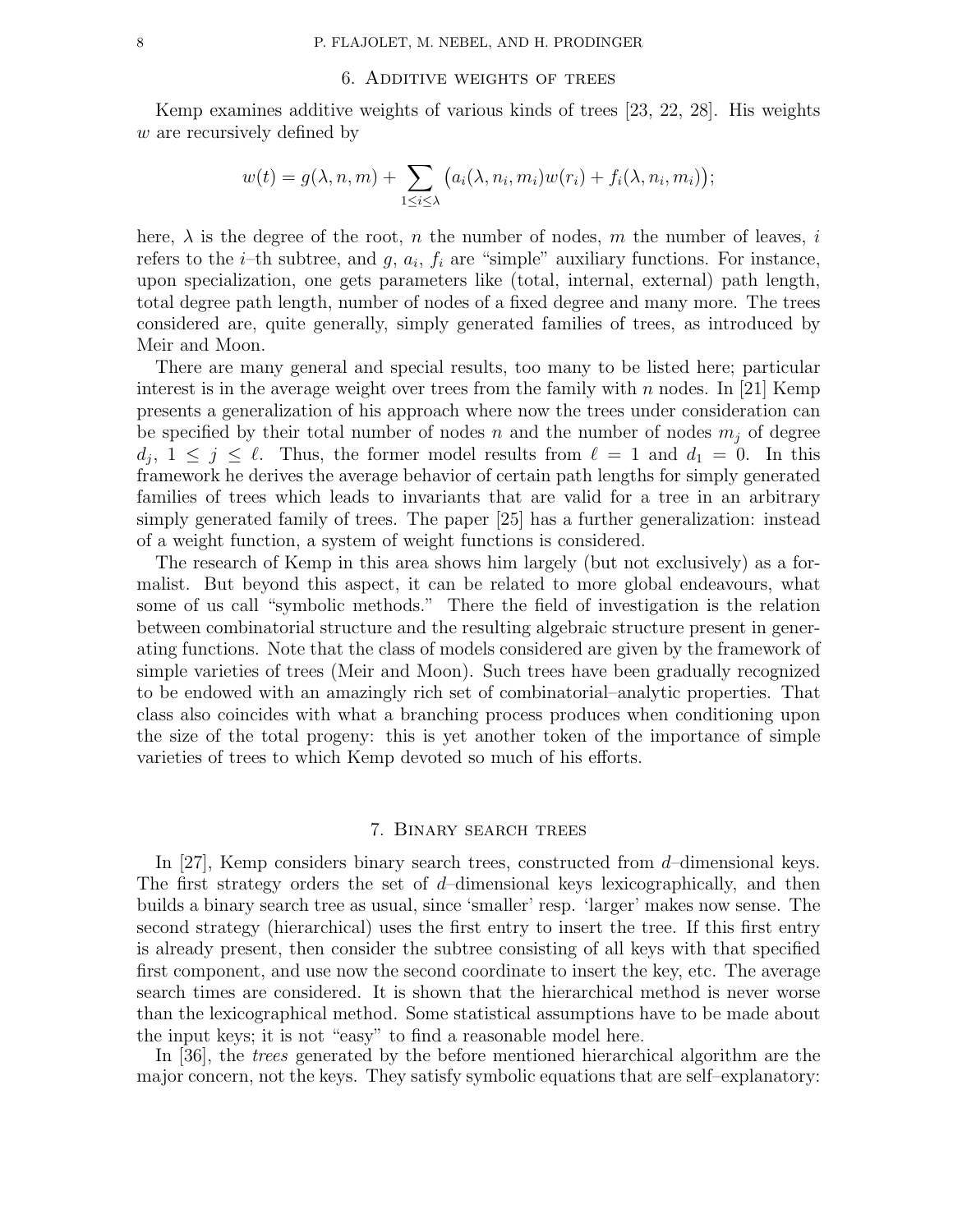## 6. Additive weights of trees

Kemp examines additive weights of various kinds of trees [23, 22, 28]. His weights $w$ are recursively defined by

$$w(t) = g(\lambda, n, m) + \sum_{1 \le i \le \lambda} \big( a_i(\lambda, n_i, m_i) w(r_i) + f_i(\lambda, n_i, m_i) \big);$$

here, $\lambda$ is the degree of the root, $n$ the number of nodes, $m$ the number of leaves, $i$ refers to the $i$–th subtree, and $g$, $a_i$, $f_i$ are "simple" auxiliary functions. For instance, upon specialization, one gets parameters like (total, internal, external) path length, total degree path length, number of nodes of a fixed degree and many more. The trees considered are, quite generally, simply generated families of trees, as introduced by Meir and Moon.

There are many general and special results, too many to be listed here; particular interest is in the average weight over trees from the family with $n$ nodes. In [21] Kemp presents a generalization of his approach where now the trees under consideration can be specified by their total number of nodes $n$ and the number of nodes $m_j$ of degree $d_j$, $1 \le j \le \ell$. Thus, the former model results from $\ell = 1$ and $d_1 = 0$. In this framework he derives the average behavior of certain path lengths for simply generated families of trees which leads to invariants that are valid for a tree in an arbitrary simply generated family of trees. The paper [25] has a further generalization: instead of a weight function, a system of weight functions is considered.

The research of Kemp in this area shows him largely (but not exclusively) as a formalist. But beyond this aspect, it can be related to more global endeavours, what some of us call "symbolic methods." There the field of investigation is the relation between combinatorial structure and the resulting algebraic structure present in generating functions. Note that the class of models considered are given by the framework of simple varieties of trees (Meir and Moon). Such trees have been gradually recognized to be endowed with an amazingly rich set of combinatorial–analytic properties. That class also coincides with what a branching process produces when conditioning upon the size of the total progeny: this is yet another token of the importance of simple varieties of trees to which Kemp devoted so much of his efforts.

## 7. Binary search trees

In [27], Kemp considers binary search trees, constructed from $d$–dimensional keys. The first strategy orders the set of $d$–dimensional keys lexicographically, and then builds a binary search tree as usual, since 'smaller' resp. 'larger' makes now sense. The second strategy (hierarchical) uses the first entry to insert the tree. If this first entry is already present, then consider the subtree consisting of all keys with that specified first component, and use now the second coordinate to insert the key, etc. The average search times are considered. It is shown that the hierarchical method is never worse than the lexicographical method. Some statistical assumptions have to be made about the input keys; it is not "easy" to find a reasonable model here.

In [36], the *trees* generated by the before mentioned hierarchical algorithm are the major concern, not the keys. They satisfy symbolic equations that are self–explanatory: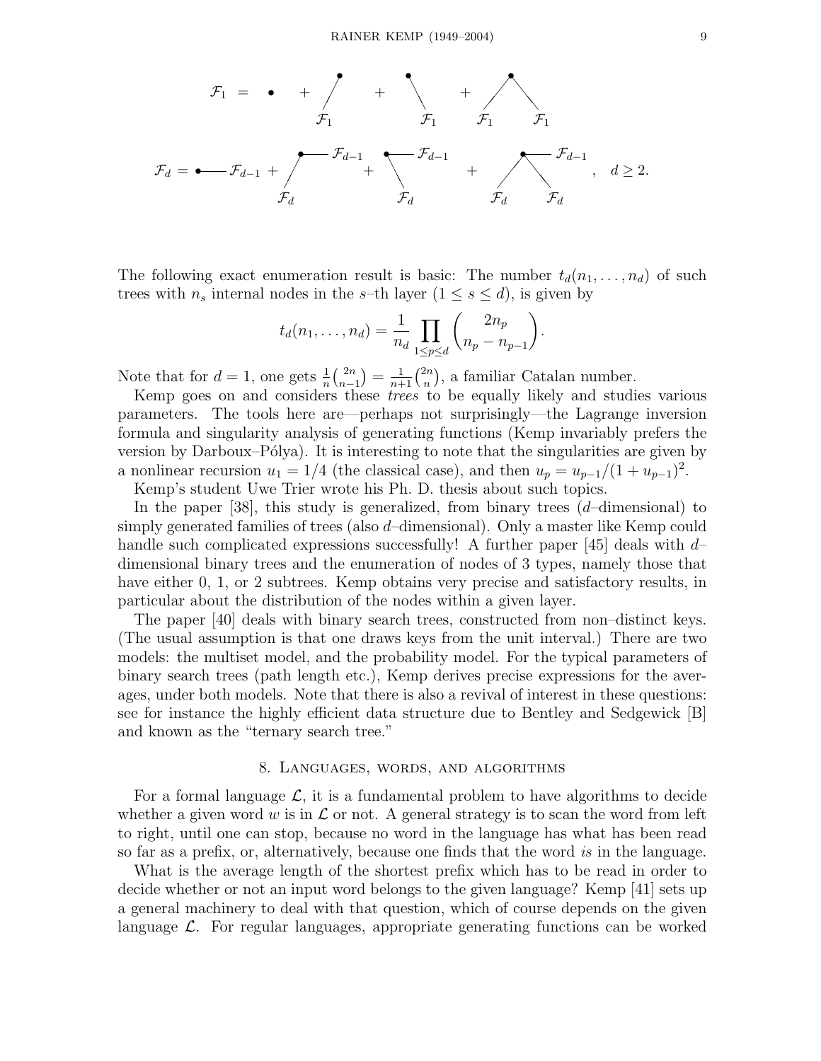$$\mathcal{F}_1 = \bullet + \mathcal{F}_1 + \mathcal{F}_1 + \mathcal{F}_1\ \mathcal{F}_1$$

$$\mathcal{F}_d = \bullet\!\!-\!\!\mathcal{F}_{d-1} + \mathcal{F}_d\,\mathcal{F}_{d-1} + \mathcal{F}_d\,\mathcal{F}_{d-1} + \mathcal{F}_d\,\mathcal{F}_d\,\mathcal{F}_{d-1}, \quad d \geq 2.$$

The following exact enumeration result is basic: The number $t_d(n_1, \ldots, n_d)$ of such trees with $n_s$ internal nodes in the $s$–th layer ($1 \leq s \leq d$), is given by

$$t_d(n_1, \ldots, n_d) = \frac{1}{n_d} \prod_{1 \leq p \leq d} \binom{2n_p}{n_p - n_{p-1}}.$$

Note that for $d = 1$, one gets $\frac{1}{n}\binom{2n}{n-1} = \frac{1}{n+1}\binom{2n}{n}$, a familiar Catalan number.

Kemp goes on and considers these *trees* to be equally likely and studies various parameters. The tools here are—perhaps not surprisingly—the Lagrange inversion formula and singularity analysis of generating functions (Kemp invariably prefers the version by Darboux–Pólya). It is interesting to note that the singularities are given by a nonlinear recursion $u_1 = 1/4$ (the classical case), and then $u_p = u_{p-1}/(1 + u_{p-1})^2$.

Kemp's student Uwe Trier wrote his Ph. D. thesis about such topics.

In the paper [38], this study is generalized, from binary trees ($d$–dimensional) to simply generated families of trees (also $d$–dimensional). Only a master like Kemp could handle such complicated expressions successfully! A further paper [45] deals with $d$–dimensional binary trees and the enumeration of nodes of 3 types, namely those that have either 0, 1, or 2 subtrees. Kemp obtains very precise and satisfactory results, in particular about the distribution of the nodes within a given layer.

The paper [40] deals with binary search trees, constructed from non–distinct keys. (The usual assumption is that one draws keys from the unit interval.) There are two models: the multiset model, and the probability model. For the typical parameters of binary search trees (path length etc.), Kemp derives precise expressions for the averages, under both models. Note that there is also a revival of interest in these questions: see for instance the highly efficient data structure due to Bentley and Sedgewick [B] and known as the "ternary search tree."

## 8. Languages, words, and algorithms

For a formal language $\mathcal{L}$, it is a fundamental problem to have algorithms to decide whether a given word $w$ is in $\mathcal{L}$ or not. A general strategy is to scan the word from left to right, until one can stop, because no word in the language has what has been read so far as a prefix, or, alternatively, because one finds that the word *is* in the language.

What is the average length of the shortest prefix which has to be read in order to decide whether or not an input word belongs to the given language? Kemp [41] sets up a general machinery to deal with that question, which of course depends on the given language $\mathcal{L}$. For regular languages, appropriate generating functions can be worked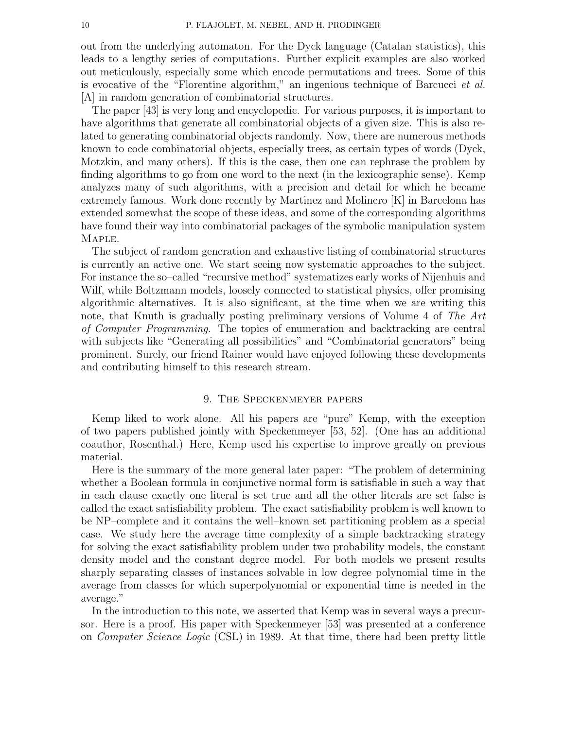out from the underlying automaton. For the Dyck language (Catalan statistics), this leads to a lengthy series of computations. Further explicit examples are also worked out meticulously, especially some which encode permutations and trees. Some of this is evocative of the "Florentine algorithm," an ingenious technique of Barcucci *et al.* [A] in random generation of combinatorial structures.

The paper [43] is very long and encyclopedic. For various purposes, it is important to have algorithms that generate all combinatorial objects of a given size. This is also related to generating combinatorial objects randomly. Now, there are numerous methods known to code combinatorial objects, especially trees, as certain types of words (Dyck, Motzkin, and many others). If this is the case, then one can rephrase the problem by finding algorithms to go from one word to the next (in the lexicographic sense). Kemp analyzes many of such algorithms, with a precision and detail for which he became extremely famous. Work done recently by Martinez and Molinero [K] in Barcelona has extended somewhat the scope of these ideas, and some of the corresponding algorithms have found their way into combinatorial packages of the symbolic manipulation system Maple.

The subject of random generation and exhaustive listing of combinatorial structures is currently an active one. We start seeing now systematic approaches to the subject. For instance the so–called "recursive method" systematizes early works of Nijenhuis and Wilf, while Boltzmann models, loosely connected to statistical physics, offer promising algorithmic alternatives. It is also significant, at the time when we are writing this note, that Knuth is gradually posting preliminary versions of Volume 4 of *The Art of Computer Programming*. The topics of enumeration and backtracking are central with subjects like "Generating all possibilities" and "Combinatorial generators" being prominent. Surely, our friend Rainer would have enjoyed following these developments and contributing himself to this research stream.

## 9. The Speckenmeyer papers

Kemp liked to work alone. All his papers are "pure" Kemp, with the exception of two papers published jointly with Speckenmeyer [53, 52]. (One has an additional coauthor, Rosenthal.) Here, Kemp used his expertise to improve greatly on previous material.

Here is the summary of the more general later paper: "The problem of determining whether a Boolean formula in conjunctive normal form is satisfiable in such a way that in each clause exactly one literal is set true and all the other literals are set false is called the exact satisfiability problem. The exact satisfiability problem is well known to be NP–complete and it contains the well–known set partitioning problem as a special case. We study here the average time complexity of a simple backtracking strategy for solving the exact satisfiability problem under two probability models, the constant density model and the constant degree model. For both models we present results sharply separating classes of instances solvable in low degree polynomial time in the average from classes for which superpolynomial or exponential time is needed in the average."

In the introduction to this note, we asserted that Kemp was in several ways a precursor. Here is a proof. His paper with Speckenmeyer [53] was presented at a conference on *Computer Science Logic* (CSL) in 1989. At that time, there had been pretty little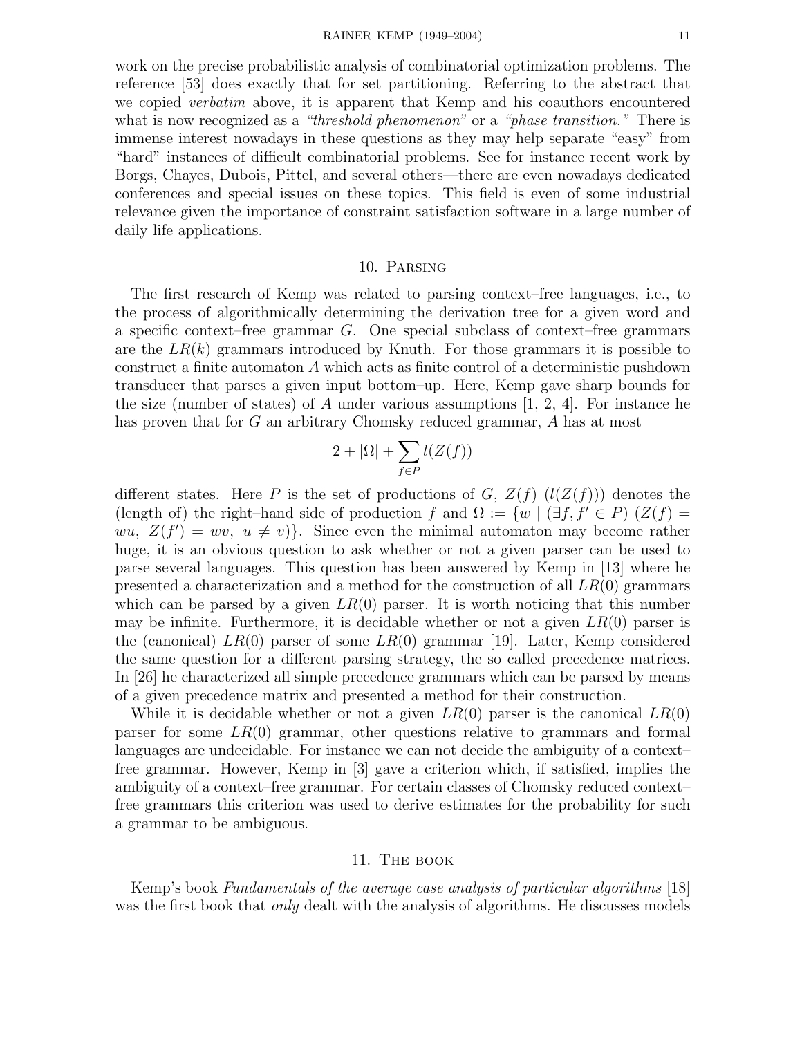work on the precise probabilistic analysis of combinatorial optimization problems. The reference [53] does exactly that for set partitioning. Referring to the abstract that we copied *verbatim* above, it is apparent that Kemp and his coauthors encountered what is now recognized as a *"threshold phenomenon"* or a *"phase transition."* There is immense interest nowadays in these questions as they may help separate "easy" from "hard" instances of difficult combinatorial problems. See for instance recent work by Borgs, Chayes, Dubois, Pittel, and several others—there are even nowadays dedicated conferences and special issues on these topics. This field is even of some industrial relevance given the importance of constraint satisfaction software in a large number of daily life applications.

## 10. Parsing

The first research of Kemp was related to parsing context–free languages, i.e., to the process of algorithmically determining the derivation tree for a given word and a specific context–free grammar $G$. One special subclass of context–free grammars are the $LR(k)$ grammars introduced by Knuth. For those grammars it is possible to construct a finite automaton $A$ which acts as finite control of a deterministic pushdown transducer that parses a given input bottom–up. Here, Kemp gave sharp bounds for the size (number of states) of $A$ under various assumptions [1, 2, 4]. For instance he has proven that for $G$ an arbitrary Chomsky reduced grammar, $A$ has at most

$$2 + |\Omega| + \sum_{f \in P} l(Z(f))$$

different states. Here $P$ is the set of productions of $G$, $Z(f)$ ($l(Z(f))$) denotes the (length of) the right–hand side of production $f$ and $\Omega := \{w \mid (\exists f, f' \in P)\ (Z(f) = wu,\ Z(f') = wv,\ u \neq v)\}$. Since even the minimal automaton may become rather huge, it is an obvious question to ask whether or not a given parser can be used to parse several languages. This question has been answered by Kemp in [13] where he presented a characterization and a method for the construction of all $LR(0)$ grammars which can be parsed by a given $LR(0)$ parser. It is worth noticing that this number may be infinite. Furthermore, it is decidable whether or not a given $LR(0)$ parser is the (canonical) $LR(0)$ parser of some $LR(0)$ grammar [19]. Later, Kemp considered the same question for a different parsing strategy, the so called precedence matrices. In [26] he characterized all simple precedence grammars which can be parsed by means of a given precedence matrix and presented a method for their construction.

While it is decidable whether or not a given $LR(0)$ parser is the canonical $LR(0)$ parser for some $LR(0)$ grammar, other questions relative to grammars and formal languages are undecidable. For instance we can not decide the ambiguity of a context–free grammar. However, Kemp in [3] gave a criterion which, if satisfied, implies the ambiguity of a context–free grammar. For certain classes of Chomsky reduced context–free grammars this criterion was used to derive estimates for the probability for such a grammar to be ambiguous.

## 11. The book

Kemp's book *Fundamentals of the average case analysis of particular algorithms* [18] was the first book that *only* dealt with the analysis of algorithms. He discusses models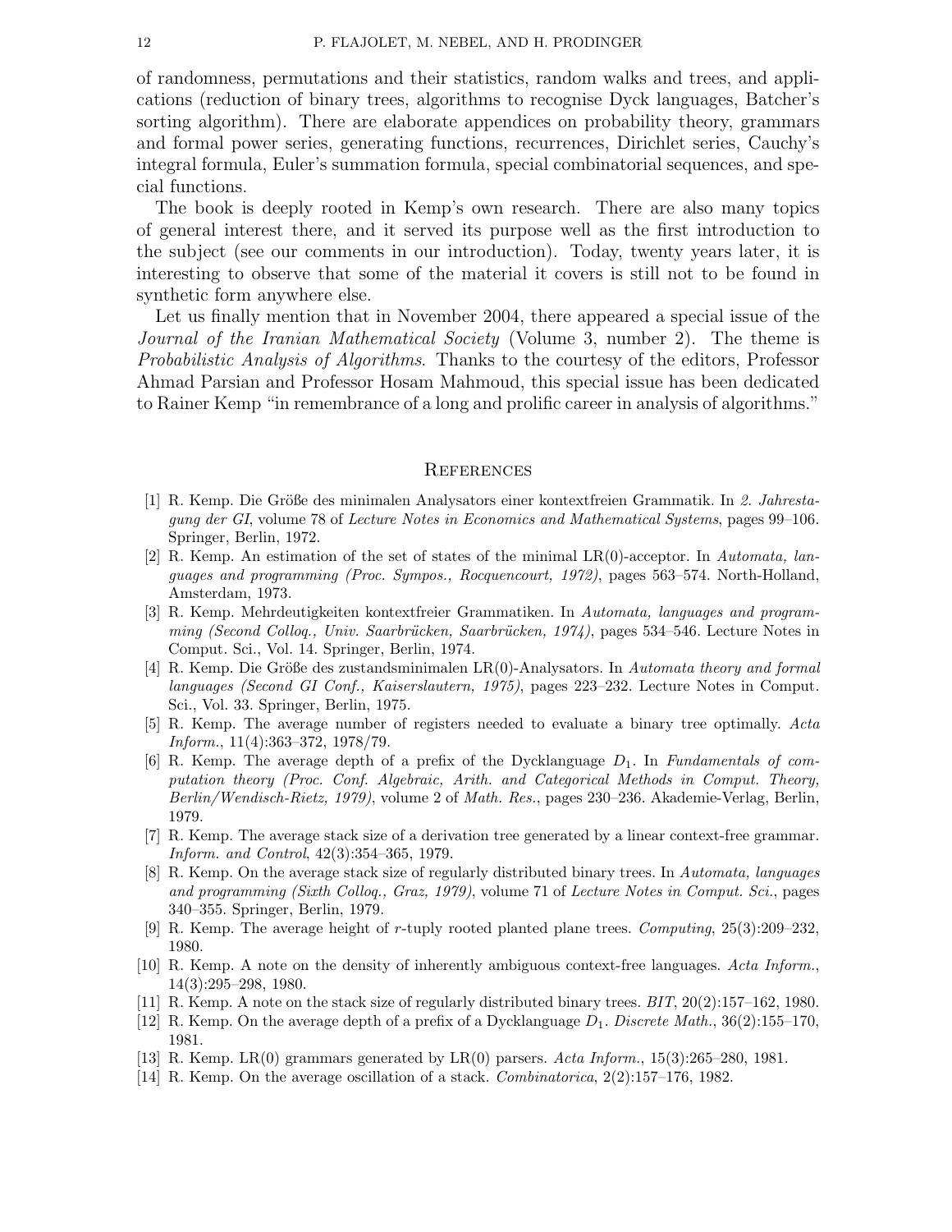of randomness, permutations and their statistics, random walks and trees, and applications (reduction of binary trees, algorithms to recognise Dyck languages, Batcher's sorting algorithm). There are elaborate appendices on probability theory, grammars and formal power series, generating functions, recurrences, Dirichlet series, Cauchy's integral formula, Euler's summation formula, special combinatorial sequences, and special functions.

The book is deeply rooted in Kemp's own research. There are also many topics of general interest there, and it served its purpose well as the first introduction to the subject (see our comments in our introduction). Today, twenty years later, it is interesting to observe that some of the material it covers is still not to be found in synthetic form anywhere else.

Let us finally mention that in November 2004, there appeared a special issue of the *Journal of the Iranian Mathematical Society* (Volume 3, number 2). The theme is *Probabilistic Analysis of Algorithms*. Thanks to the courtesy of the editors, Professor Ahmad Parsian and Professor Hosam Mahmoud, this special issue has been dedicated to Rainer Kemp "in remembrance of a long and prolific career in analysis of algorithms."

## References

[1] R. Kemp. Die Größe des minimalen Analysators einer kontextfreien Grammatik. In *2. Jahrestagung der GI*, volume 78 of *Lecture Notes in Economics and Mathematical Systems*, pages 99–106. Springer, Berlin, 1972.

[2] R. Kemp. An estimation of the set of states of the minimal LR(0)-acceptor. In *Automata, languages and programming (Proc. Sympos., Rocquencourt, 1972)*, pages 563–574. North-Holland, Amsterdam, 1973.

[3] R. Kemp. Mehrdeutigkeiten kontextfreier Grammatiken. In *Automata, languages and programming (Second Colloq., Univ. Saarbrücken, Saarbrücken, 1974)*, pages 534–546. Lecture Notes in Comput. Sci., Vol. 14. Springer, Berlin, 1974.

[4] R. Kemp. Die Größe des zustandsminimalen LR(0)-Analysators. In *Automata theory and formal languages (Second GI Conf., Kaiserslautern, 1975)*, pages 223–232. Lecture Notes in Comput. Sci., Vol. 33. Springer, Berlin, 1975.

[5] R. Kemp. The average number of registers needed to evaluate a binary tree optimally. *Acta Inform.*, 11(4):363–372, 1978/79.

[6] R. Kemp. The average depth of a prefix of the Dycklanguage $D_1$. In *Fundamentals of computation theory (Proc. Conf. Algebraic, Arith. and Categorical Methods in Comput. Theory, Berlin/Wendisch-Rietz, 1979)*, volume 2 of *Math. Res.*, pages 230–236. Akademie-Verlag, Berlin, 1979.

[7] R. Kemp. The average stack size of a derivation tree generated by a linear context-free grammar. *Inform. and Control*, 42(3):354–365, 1979.

[8] R. Kemp. On the average stack size of regularly distributed binary trees. In *Automata, languages and programming (Sixth Colloq., Graz, 1979)*, volume 71 of *Lecture Notes in Comput. Sci.*, pages 340–355. Springer, Berlin, 1979.

[9] R. Kemp. The average height of $r$-tuply rooted planted plane trees. *Computing*, 25(3):209–232, 1980.

[10] R. Kemp. A note on the density of inherently ambiguous context-free languages. *Acta Inform.*, 14(3):295–298, 1980.

[11] R. Kemp. A note on the stack size of regularly distributed binary trees. *BIT*, 20(2):157–162, 1980.

[12] R. Kemp. On the average depth of a prefix of a Dycklanguage $D_1$. *Discrete Math.*, 36(2):155–170, 1981.

[13] R. Kemp. LR(0) grammars generated by LR(0) parsers. *Acta Inform.*, 15(3):265–280, 1981.

[14] R. Kemp. On the average oscillation of a stack. *Combinatorica*, 2(2):157–176, 1982.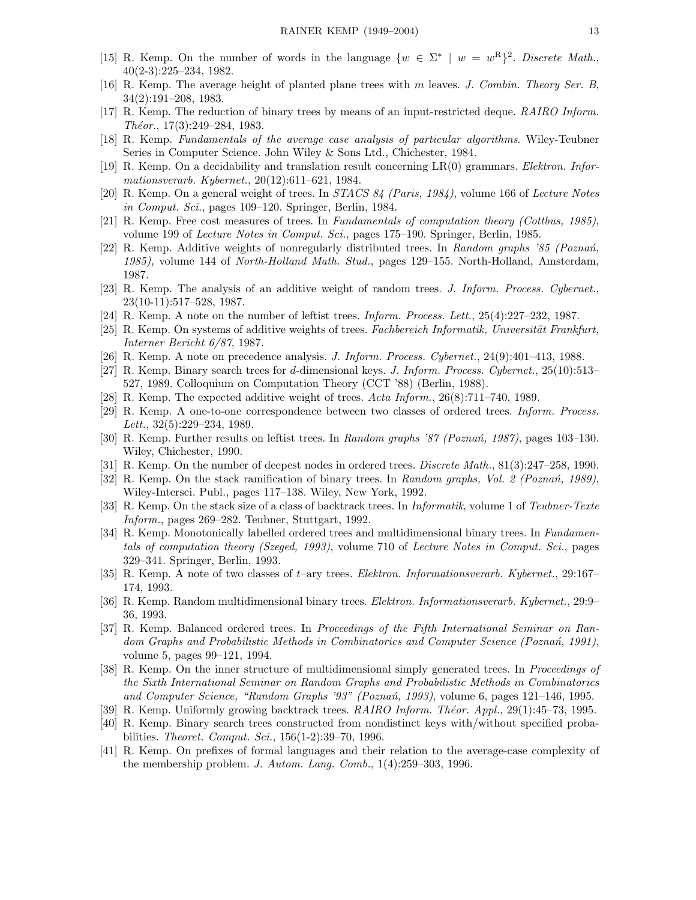[15] R. Kemp. On the number of words in the language $\{w \in \Sigma^* \mid w = w^{\mathrm{R}}\}^2$. *Discrete Math.*, 40(2-3):225–234, 1982.

[16] R. Kemp. The average height of planted plane trees with $m$ leaves. *J. Combin. Theory Ser. B*, 34(2):191–208, 1983.

[17] R. Kemp. The reduction of binary trees by means of an input-restricted deque. *RAIRO Inform. Théor.*, 17(3):249–284, 1983.

[18] R. Kemp. *Fundamentals of the average case analysis of particular algorithms*. Wiley-Teubner Series in Computer Science. John Wiley & Sons Ltd., Chichester, 1984.

[19] R. Kemp. On a decidability and translation result concerning LR(0) grammars. *Elektron. Informationsverarb. Kybernet.*, 20(12):611–621, 1984.

[20] R. Kemp. On a general weight of trees. In *STACS 84 (Paris, 1984)*, volume 166 of *Lecture Notes in Comput. Sci.*, pages 109–120. Springer, Berlin, 1984.

[21] R. Kemp. Free cost measures of trees. In *Fundamentals of computation theory (Cottbus, 1985)*, volume 199 of *Lecture Notes in Comput. Sci.*, pages 175–190. Springer, Berlin, 1985.

[22] R. Kemp. Additive weights of nonregularly distributed trees. In *Random graphs '85 (Poznań, 1985)*, volume 144 of *North-Holland Math. Stud.*, pages 129–155. North-Holland, Amsterdam, 1987.

[23] R. Kemp. The analysis of an additive weight of random trees. *J. Inform. Process. Cybernet.*, 23(10-11):517–528, 1987.

[24] R. Kemp. A note on the number of leftist trees. *Inform. Process. Lett.*, 25(4):227–232, 1987.

[25] R. Kemp. On systems of additive weights of trees. *Fachbereich Informatik, Universität Frankfurt, Interner Bericht 6/87*, 1987.

[26] R. Kemp. A note on precedence analysis. *J. Inform. Process. Cybernet.*, 24(9):401–413, 1988.

[27] R. Kemp. Binary search trees for $d$-dimensional keys. *J. Inform. Process. Cybernet.*, 25(10):513–527, 1989. Colloquium on Computation Theory (CCT '88) (Berlin, 1988).

[28] R. Kemp. The expected additive weight of trees. *Acta Inform.*, 26(8):711–740, 1989.

[29] R. Kemp. A one-to-one correspondence between two classes of ordered trees. *Inform. Process. Lett.*, 32(5):229–234, 1989.

[30] R. Kemp. Further results on leftist trees. In *Random graphs '87 (Poznań, 1987)*, pages 103–130. Wiley, Chichester, 1990.

[31] R. Kemp. On the number of deepest nodes in ordered trees. *Discrete Math.*, 81(3):247–258, 1990.

[32] R. Kemp. On the stack ramification of binary trees. In *Random graphs, Vol. 2 (Poznań, 1989)*, Wiley-Intersci. Publ., pages 117–138. Wiley, New York, 1992.

[33] R. Kemp. On the stack size of a class of backtrack trees. In *Informatik*, volume 1 of *Teubner-Texte Inform.*, pages 269–282. Teubner, Stuttgart, 1992.

[34] R. Kemp. Monotonically labelled ordered trees and multidimensional binary trees. In *Fundamentals of computation theory (Szeged, 1993)*, volume 710 of *Lecture Notes in Comput. Sci.*, pages 329–341. Springer, Berlin, 1993.

[35] R. Kemp. A note of two classes of $t$–ary trees. *Elektron. Informationsverarb. Kybernet.*, 29:167–174, 1993.

[36] R. Kemp. Random multidimensional binary trees. *Elektron. Informationsverarb. Kybernet.*, 29:9–36, 1993.

[37] R. Kemp. Balanced ordered trees. In *Proceedings of the Fifth International Seminar on Random Graphs and Probabilistic Methods in Combinatorics and Computer Science (Poznań, 1991)*, volume 5, pages 99–121, 1994.

[38] R. Kemp. On the inner structure of multidimensional simply generated trees. In *Proceedings of the Sixth International Seminar on Random Graphs and Probabilistic Methods in Combinatorics and Computer Science, "Random Graphs '93" (Poznań, 1993)*, volume 6, pages 121–146, 1995.

[39] R. Kemp. Uniformly growing backtrack trees. *RAIRO Inform. Théor. Appl.*, 29(1):45–73, 1995.

[40] R. Kemp. Binary search trees constructed from nondistinct keys with/without specified probabilities. *Theoret. Comput. Sci.*, 156(1-2):39–70, 1996.

[41] R. Kemp. On prefixes of formal languages and their relation to the average-case complexity of the membership problem. *J. Autom. Lang. Comb.*, 1(4):259–303, 1996.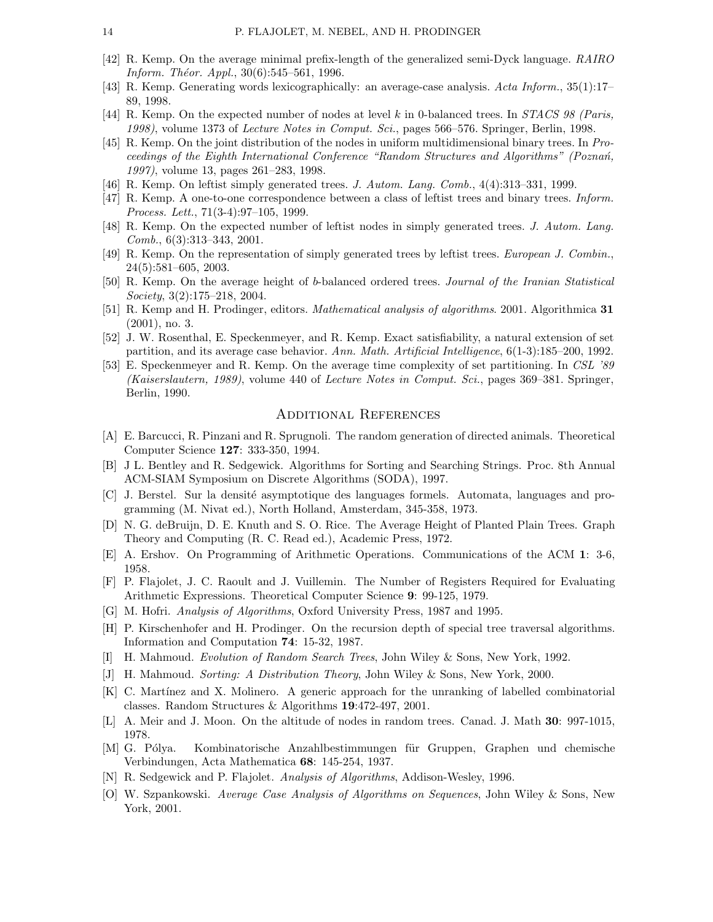[42] R. Kemp. On the average minimal prefix-length of the generalized semi-Dyck language. *RAIRO Inform. Théor. Appl.*, 30(6):545–561, 1996.

[43] R. Kemp. Generating words lexicographically: an average-case analysis. *Acta Inform.*, 35(1):17–89, 1998.

[44] R. Kemp. On the expected number of nodes at level $k$ in 0-balanced trees. In *STACS 98 (Paris, 1998)*, volume 1373 of *Lecture Notes in Comput. Sci.*, pages 566–576. Springer, Berlin, 1998.

[45] R. Kemp. On the joint distribution of the nodes in uniform multidimensional binary trees. In *Proceedings of the Eighth International Conference "Random Structures and Algorithms" (Poznań, 1997)*, volume 13, pages 261–283, 1998.

[46] R. Kemp. On leftist simply generated trees. *J. Autom. Lang. Comb.*, 4(4):313–331, 1999.

[47] R. Kemp. A one-to-one correspondence between a class of leftist trees and binary trees. *Inform. Process. Lett.*, 71(3-4):97–105, 1999.

[48] R. Kemp. On the expected number of leftist nodes in simply generated trees. *J. Autom. Lang. Comb.*, 6(3):313–343, 2001.

[49] R. Kemp. On the representation of simply generated trees by leftist trees. *European J. Combin.*, 24(5):581–605, 2003.

[50] R. Kemp. On the average height of $b$-balanced ordered trees. *Journal of the Iranian Statistical Society*, 3(2):175–218, 2004.

[51] R. Kemp and H. Prodinger, editors. *Mathematical analysis of algorithms*. 2001. Algorithmica **31** (2001), no. 3.

[52] J. W. Rosenthal, E. Speckenmeyer, and R. Kemp. Exact satisfiability, a natural extension of set partition, and its average case behavior. *Ann. Math. Artificial Intelligence*, 6(1-3):185–200, 1992.

[53] E. Speckenmeyer and R. Kemp. On the average time complexity of set partitioning. In *CSL '89 (Kaiserslautern, 1989)*, volume 440 of *Lecture Notes in Comput. Sci.*, pages 369–381. Springer, Berlin, 1990.

## Additional References

[A] E. Barcucci, R. Pinzani and R. Sprugnoli. The random generation of directed animals. Theoretical Computer Science **127**: 333-350, 1994.

[B] J L. Bentley and R. Sedgewick. Algorithms for Sorting and Searching Strings. Proc. 8th Annual ACM-SIAM Symposium on Discrete Algorithms (SODA), 1997.

[C] J. Berstel. Sur la densité asymptotique des languages formels. Automata, languages and programming (M. Nivat ed.), North Holland, Amsterdam, 345-358, 1973.

[D] N. G. deBruijn, D. E. Knuth and S. O. Rice. The Average Height of Planted Plain Trees. Graph Theory and Computing (R. C. Read ed.), Academic Press, 1972.

[E] A. Ershov. On Programming of Arithmetic Operations. Communications of the ACM **1**: 3-6, 1958.

[F] P. Flajolet, J. C. Raoult and J. Vuillemin. The Number of Registers Required for Evaluating Arithmetic Expressions. Theoretical Computer Science **9**: 99-125, 1979.

[G] M. Hofri. *Analysis of Algorithms*, Oxford University Press, 1987 and 1995.

[H] P. Kirschenhofer and H. Prodinger. On the recursion depth of special tree traversal algorithms. Information and Computation **74**: 15-32, 1987.

[I] H. Mahmoud. *Evolution of Random Search Trees*, John Wiley & Sons, New York, 1992.

[J] H. Mahmoud. *Sorting: A Distribution Theory*, John Wiley & Sons, New York, 2000.

[K] C. Martínez and X. Molinero. A generic approach for the unranking of labelled combinatorial classes. Random Structures & Algorithms **19**:472-497, 2001.

[L] A. Meir and J. Moon. On the altitude of nodes in random trees. Canad. J. Math **30**: 997-1015, 1978.

[M] G. Pólya. Kombinatorische Anzahlbestimmungen für Gruppen, Graphen und chemische Verbindungen, Acta Mathematica **68**: 145-254, 1937.

[N] R. Sedgewick and P. Flajolet. *Analysis of Algorithms*, Addison-Wesley, 1996.

[O] W. Szpankowski. *Average Case Analysis of Algorithms on Sequences*, John Wiley & Sons, New York, 2001.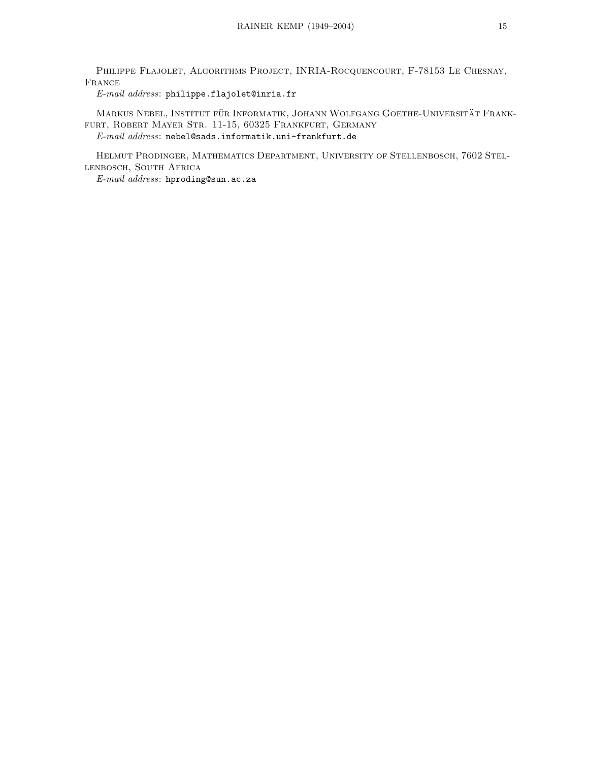Philippe Flajolet, Algorithms Project, INRIA-Rocquencourt, F-78153 Le Chesnay, France

*E-mail address*: philippe.flajolet@inria.fr

Markus Nebel, Institut für Informatik, Johann Wolfgang Goethe-Universität Frankfurt, Robert Mayer Str. 11-15, 60325 Frankfurt, Germany

*E-mail address*: nebel@sads.informatik.uni-frankfurt.de

Helmut Prodinger, Mathematics Department, University of Stellenbosch, 7602 Stellenbosch, South Africa

*E-mail address*: hproding@sun.ac.za